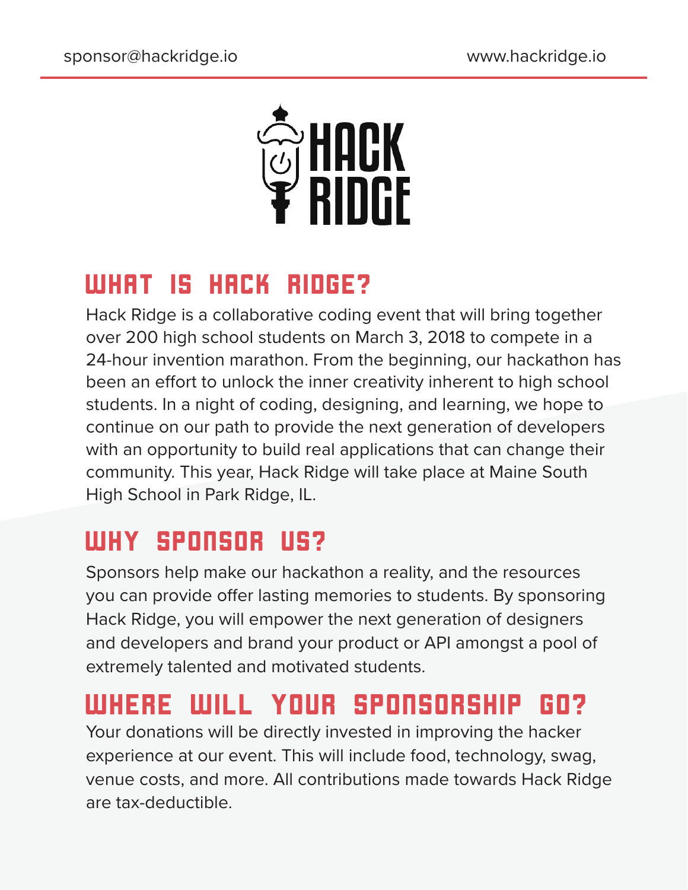sponsor@hackridge.io www.hackridge.io

# HACK RIDGE

## WHAT IS HACK RIDGE?

Hack Ridge is a collaborative coding event that will bring together over 200 high school students on March 3, 2018 to compete in a 24-hour invention marathon. From the beginning, our hackathon has been an effort to unlock the inner creativity inherent to high school students. In a night of coding, designing, and learning, we hope to continue on our path to provide the next generation of developers with an opportunity to build real applications that can change their community. This year, Hack Ridge will take place at Maine South High School in Park Ridge, IL.

## WHY SPONSOR US?

Sponsors help make our hackathon a reality, and the resources you can provide offer lasting memories to students. By sponsoring Hack Ridge, you will empower the next generation of designers and developers and brand your product or API amongst a pool of extremely talented and motivated students.

## WHERE WILL YOUR SPONSORSHIP GO?

Your donations will be directly invested in improving the hacker experience at our event. This will include food, technology, swag, venue costs, and more. All contributions made towards Hack Ridge are tax-deductible.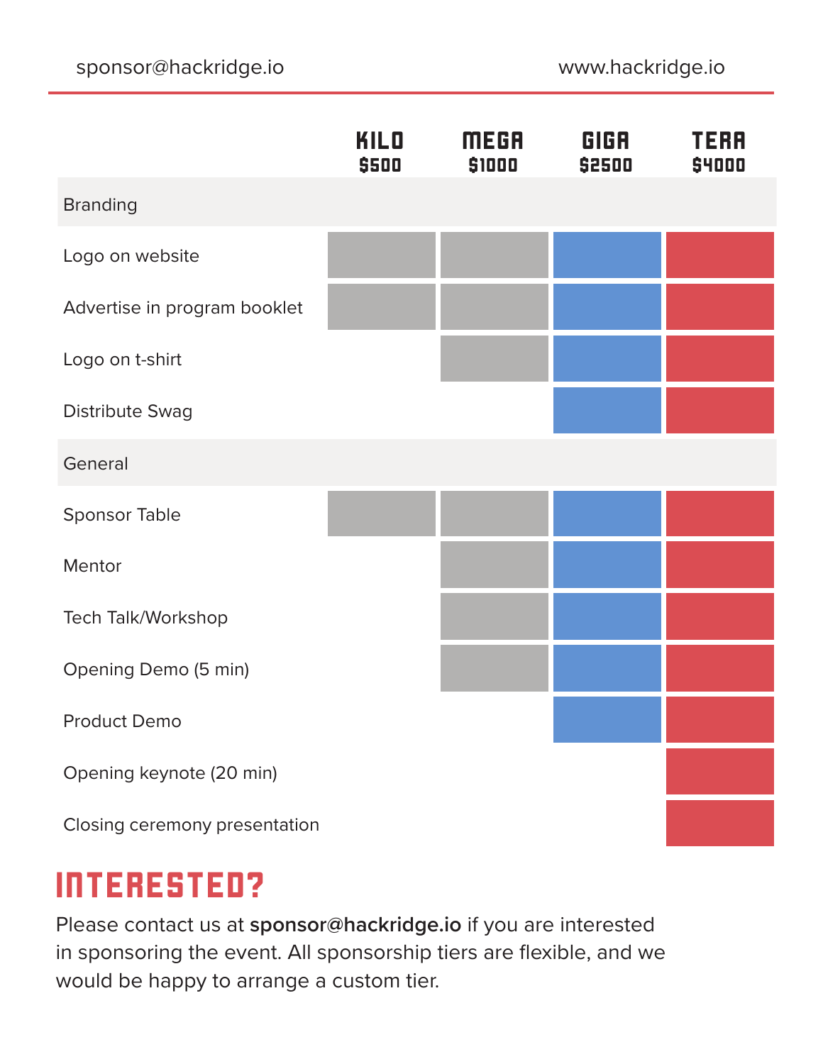| | KILO $500 | MEGA $1000 | GIGA $2500 | TERA $4000 |
| --- | --- | --- | --- | --- |
| **Branding** | | | | |
| Logo on website | ✓ | ✓ | ✓ | ✓ |
| Advertise in program booklet | ✓ | ✓ | ✓ | ✓ |
| Logo on t-shirt | | ✓ | ✓ | ✓ |
| Distribute Swag | | | ✓ | ✓ |
| **General** | | | | |
| Sponsor Table | ✓ | ✓ | ✓ | ✓ |
| Mentor | | ✓ | ✓ | ✓ |
| Tech Talk/Workshop | | ✓ | ✓ | ✓ |
| Opening Demo (5 min) | | ✓ | ✓ | ✓ |
| Product Demo | | | ✓ | ✓ |
| Opening keynote (20 min) | | | | ✓ |
| Closing ceremony presentation | | | | ✓ |

## INTERESTED?

Please contact us at **sponsor@hackridge.io** if you are interested in sponsoring the event. All sponsorship tiers are flexible, and we would be happy to arrange a custom tier.